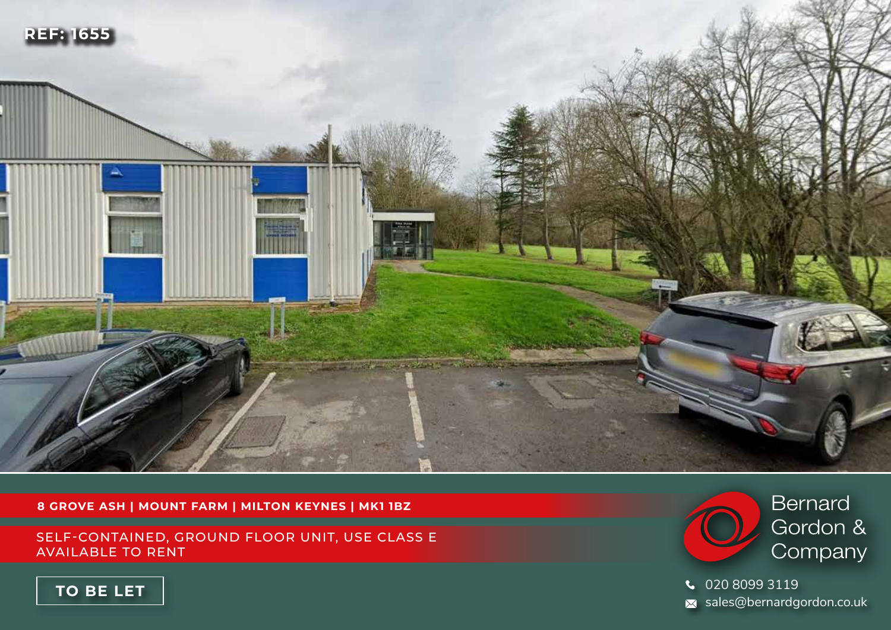REF: 1655

# 8 GROVE ASH | MOUNT FARM | MILTON KEYNES | MK1 1BZ

## SELF-CONTAINED, GROUND FLOOR UNIT, USE CLASS E AVAILABLE TO RENT

**TO BE LET**

Bernard Gordon & Company

020 8099 3119

sales@bernardgordon.co.uk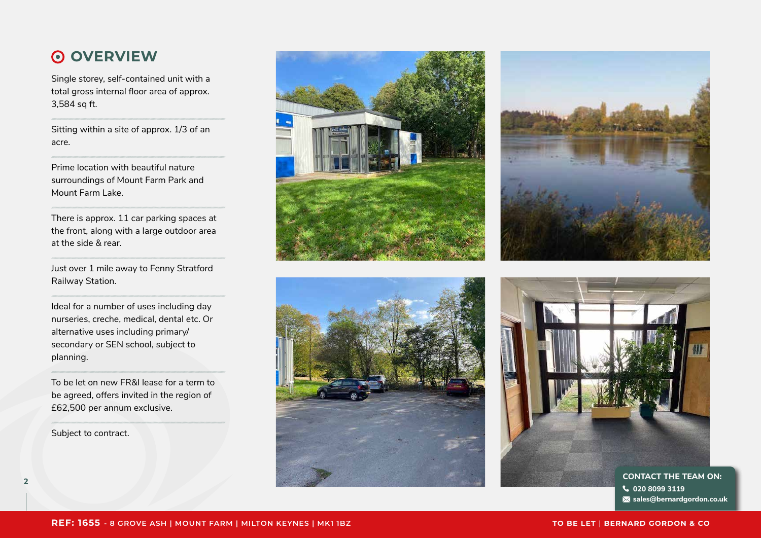## OVERVIEW

Single storey, self-contained unit with a total gross internal floor area of approx. 3,584 sq ft.

Sitting within a site of approx. 1/3 of an acre.

Prime location with beautiful nature surroundings of Mount Farm Park and Mount Farm Lake.

There is approx. 11 car parking spaces at the front, along with a large outdoor area at the side & rear.

Just over 1 mile away to Fenny Stratford Railway Station.

Ideal for a number of uses including day nurseries, creche, medical, dental etc. Or alternative uses including primary/ secondary or SEN school, subject to planning.

To be let on new FR&I lease for a term to be agreed, offers invited in the region of £62,500 per annum exclusive.

Subject to contract.

**CONTACT THE TEAM ON:**
020 8099 3119
sales@bernardgordon.co.uk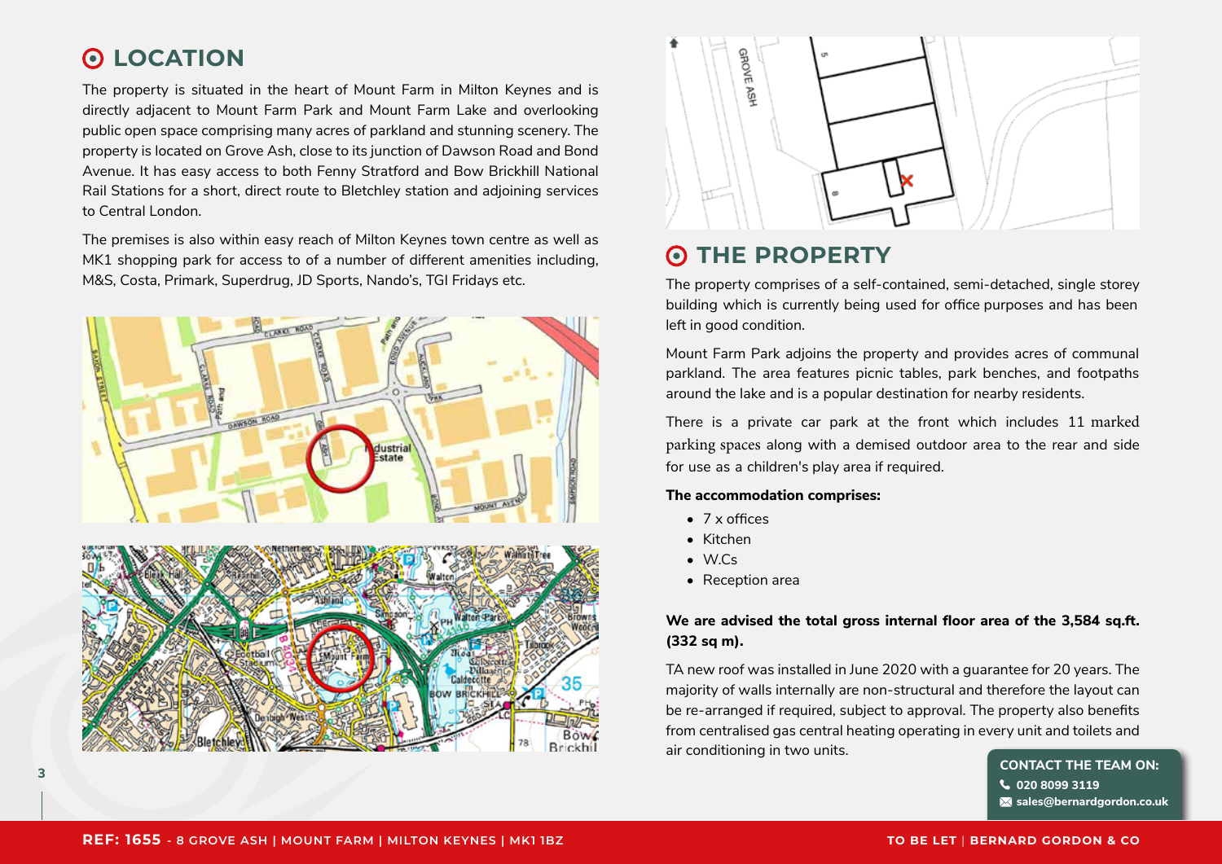# LOCATION

The property is situated in the heart of Mount Farm in Milton Keynes and is directly adjacent to Mount Farm Park and Mount Farm Lake and overlooking public open space comprising many acres of parkland and stunning scenery. The property is located on Grove Ash, close to its junction of Dawson Road and Bond Avenue. It has easy access to both Fenny Stratford and Bow Brickhill National Rail Stations for a short, direct route to Bletchley station and adjoining services to Central London.

The premises is also within easy reach of Milton Keynes town centre as well as MK1 shopping park for access to of a number of different amenities including, M&S, Costa, Primark, Superdrug, JD Sports, Nando's, TGI Fridays etc.

# THE PROPERTY

The property comprises of a self-contained, semi-detached, single storey building which is currently being used for office purposes and has been left in good condition.

Mount Farm Park adjoins the property and provides acres of communal parkland. The area features picnic tables, park benches, and footpaths around the lake and is a popular destination for nearby residents.

There is a private car park at the front which includes 11 marked parking spaces along with a demised outdoor area to the rear and side for use as a children's play area if required.

**The accommodation comprises:**

- 7 x offices
- Kitchen
- W.Cs
- Reception area

**We are advised the total gross internal floor area of the 3,584 sq.ft. (332 sq m).**

TA new roof was installed in June 2020 with a guarantee for 20 years. The majority of walls internally are non-structural and therefore the layout can be re-arranged if required, subject to approval. The property also benefits from centralised gas central heating operating in every unit and toilets and air conditioning in two units.

**CONTACT THE TEAM ON:**
020 8099 3119
sales@bernardgordon.co.uk

**REF: 1655** - 8 GROVE ASH | MOUNT FARM | MILTON KEYNES | MK1 1BZ

TO BE LET | BERNARD GORDON & CO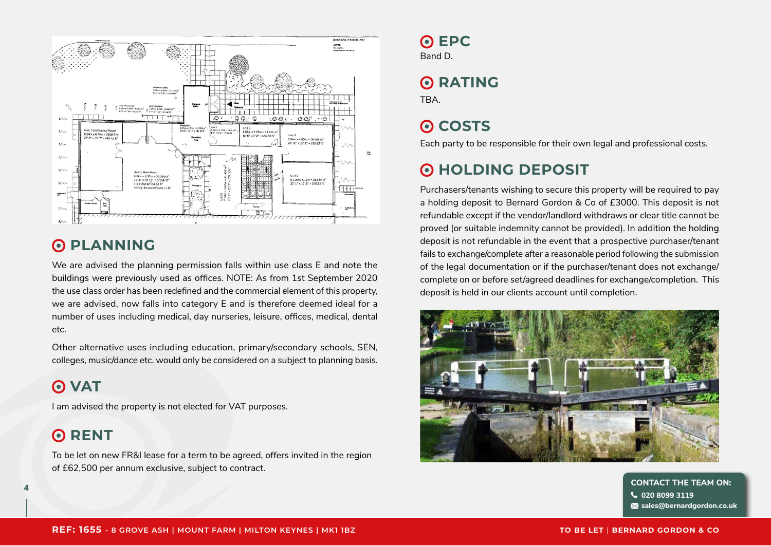## PLANNING

We are advised the planning permission falls within use class E and note the buildings were previously used as offices. NOTE: As from 1st September 2020 the use class order has been redefined and the commercial element of this property, we are advised, now falls into category E and is therefore deemed ideal for a number of uses including medical, day nurseries, leisure, offices, medical, dental etc.

Other alternative uses including education, primary/secondary schools, SEN, colleges, music/dance etc. would only be considered on a subject to planning basis.

## VAT

I am advised the property is not elected for VAT purposes.

## RENT

To be let on new FR&I lease for a term to be agreed, offers invited in the region of £62,500 per annum exclusive, subject to contract.

## EPC

Band D.

## RATING

TBA.

## COSTS

Each party to be responsible for their own legal and professional costs.

## HOLDING DEPOSIT

Purchasers/tenants wishing to secure this property will be required to pay a holding deposit to Bernard Gordon & Co of £3000. This deposit is not refundable except if the vendor/landlord withdraws or clear title cannot be proved (or suitable indemnity cannot be provided). In addition the holding deposit is not refundable in the event that a prospective purchaser/tenant fails to exchange/complete after a reasonable period following the submission of the legal documentation or if the purchaser/tenant does not exchange/complete on or before set/agreed deadlines for exchange/completion. This deposit is held in our clients account until completion.

**CONTACT THE TEAM ON:**
020 8099 3119
sales@bernardgordon.co.uk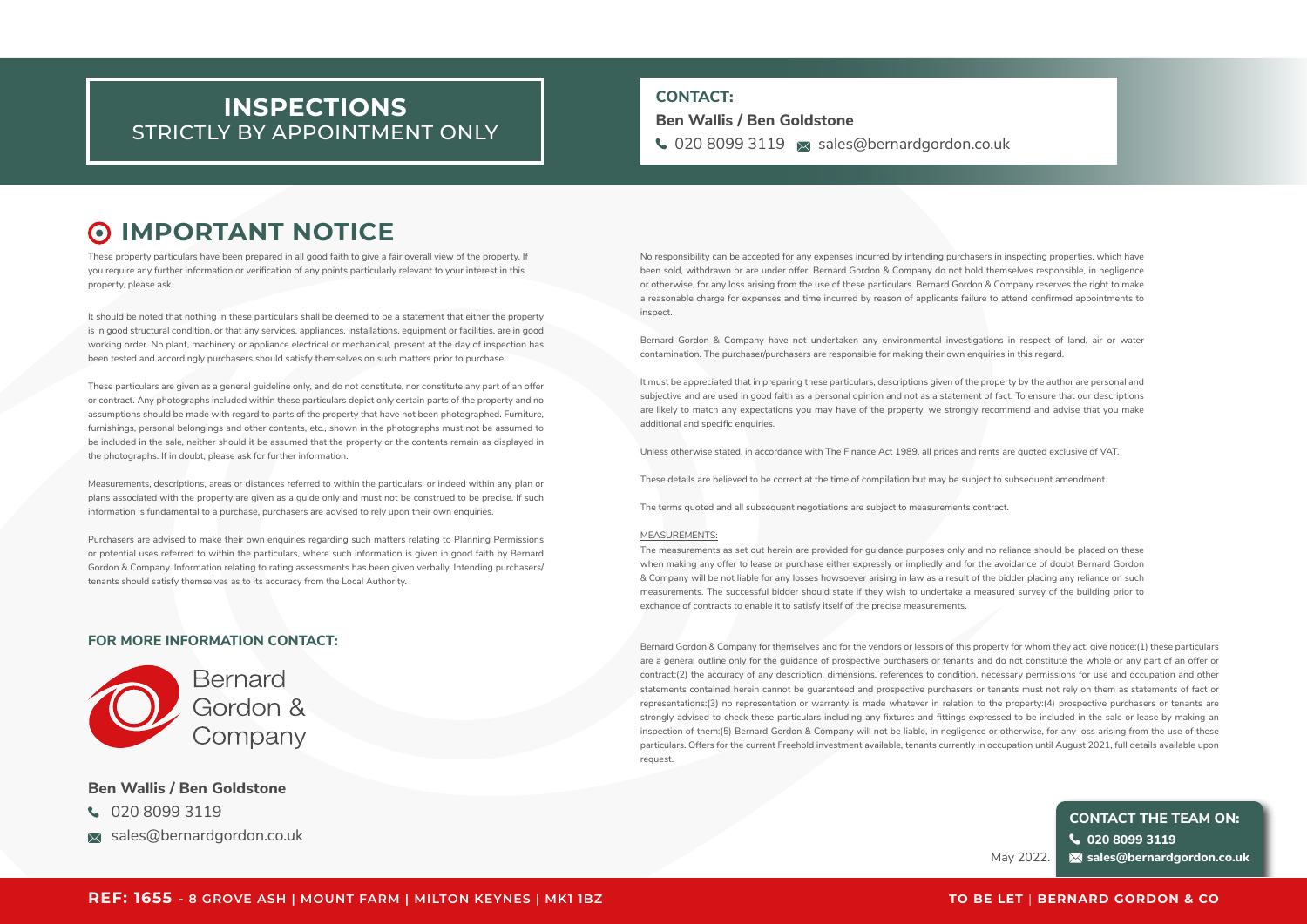## INSPECTIONS
STRICTLY BY APPOINTMENT ONLY

**CONTACT:**

**Ben Wallis / Ben Goldstone**

020 8099 3119 sales@bernardgordon.co.uk

# IMPORTANT NOTICE

These property particulars have been prepared in all good faith to give a fair overall view of the property. If you require any further information or verification of any points particularly relevant to your interest in this property, please ask.

It should be noted that nothing in these particulars shall be deemed to be a statement that either the property is in good structural condition, or that any services, appliances, installations, equipment or facilities, are in good working order. No plant, machinery or appliance electrical or mechanical, present at the day of inspection has been tested and accordingly purchasers should satisfy themselves on such matters prior to purchase.

These particulars are given as a general guideline only, and do not constitute, nor constitute any part of an offer or contract. Any photographs included within these particulars depict only certain parts of the property and no assumptions should be made with regard to parts of the property that have not been photographed. Furniture, furnishings, personal belongings and other contents, etc., shown in the photographs must not be assumed to be included in the sale, neither should it be assumed that the property or the contents remain as displayed in the photographs. If in doubt, please ask for further information.

Measurements, descriptions, areas or distances referred to within the particulars, or indeed within any plan or plans associated with the property are given as a guide only and must not be construed to be precise. If such information is fundamental to a purchase, purchasers are advised to rely upon their own enquiries.

Purchasers are advised to make their own enquiries regarding such matters relating to Planning Permissions or potential uses referred to within the particulars, where such information is given in good faith by Bernard Gordon & Company. Information relating to rating assessments has been given verbally. Intending purchasers/ tenants should satisfy themselves as to its accuracy from the Local Authority.

No responsibility can be accepted for any expenses incurred by intending purchasers in inspecting properties, which have been sold, withdrawn or are under offer. Bernard Gordon & Company do not hold themselves responsible, in negligence or otherwise, for any loss arising from the use of these particulars. Bernard Gordon & Company reserves the right to make a reasonable charge for expenses and time incurred by reason of applicants failure to attend confirmed appointments to inspect.

Bernard Gordon & Company have not undertaken any environmental investigations in respect of land, air or water contamination. The purchaser/purchasers are responsible for making their own enquiries in this regard.

It must be appreciated that in preparing these particulars, descriptions given of the property by the author are personal and subjective and are used in good faith as a personal opinion and not as a statement of fact. To ensure that our descriptions are likely to match any expectations you may have of the property, we strongly recommend and advise that you make additional and specific enquiries.

Unless otherwise stated, in accordance with The Finance Act 1989, all prices and rents are quoted exclusive of VAT.

These details are believed to be correct at the time of compilation but may be subject to subsequent amendment.

The terms quoted and all subsequent negotiations are subject to measurements contract.

MEASUREMENTS:

The measurements as set out herein are provided for guidance purposes only and no reliance should be placed on these when making any offer to lease or purchase either expressly or impliedly and for the avoidance of doubt Bernard Gordon & Company will be not liable for any losses howsoever arising in law as a result of the bidder placing any reliance on such measurements. The successful bidder should state if they wish to undertake a measured survey of the building prior to exchange of contracts to enable it to satisfy itself of the precise measurements.

Bernard Gordon & Company for themselves and for the vendors or lessors of this property for whom they act: give notice:(1) these particulars are a general outline only for the guidance of prospective purchasers or tenants and do not constitute the whole or any part of an offer or contract:(2) the accuracy of any description, dimensions, references to condition, necessary permissions for use and occupation and other statements contained herein cannot be guaranteed and prospective purchasers or tenants must not rely on them as statements of fact or representations:(3) no representation or warranty is made whatever in relation to the property:(4) prospective purchasers or tenants are strongly advised to check these particulars including any fixtures and fittings expressed to be included in the sale or lease by making an inspection of them:(5) Bernard Gordon & Company will not be liable, in negligence or otherwise, for any loss arising from the use of these particulars. Offers for the current Freehold investment available, tenants currently in occupation until August 2021, full details available upon request.

### FOR MORE INFORMATION CONTACT:

Bernard Gordon & Company

**Ben Wallis / Ben Goldstone**

020 8099 3119

sales@bernardgordon.co.uk

May 2022.

**CONTACT THE TEAM ON:**

**020 8099 3119**

**sales@bernardgordon.co.uk**

**REF: 1655** - 8 GROVE ASH | MOUNT FARM | MILTON KEYNES | MK1 1BZ

TO BE LET | BERNARD GORDON & CO